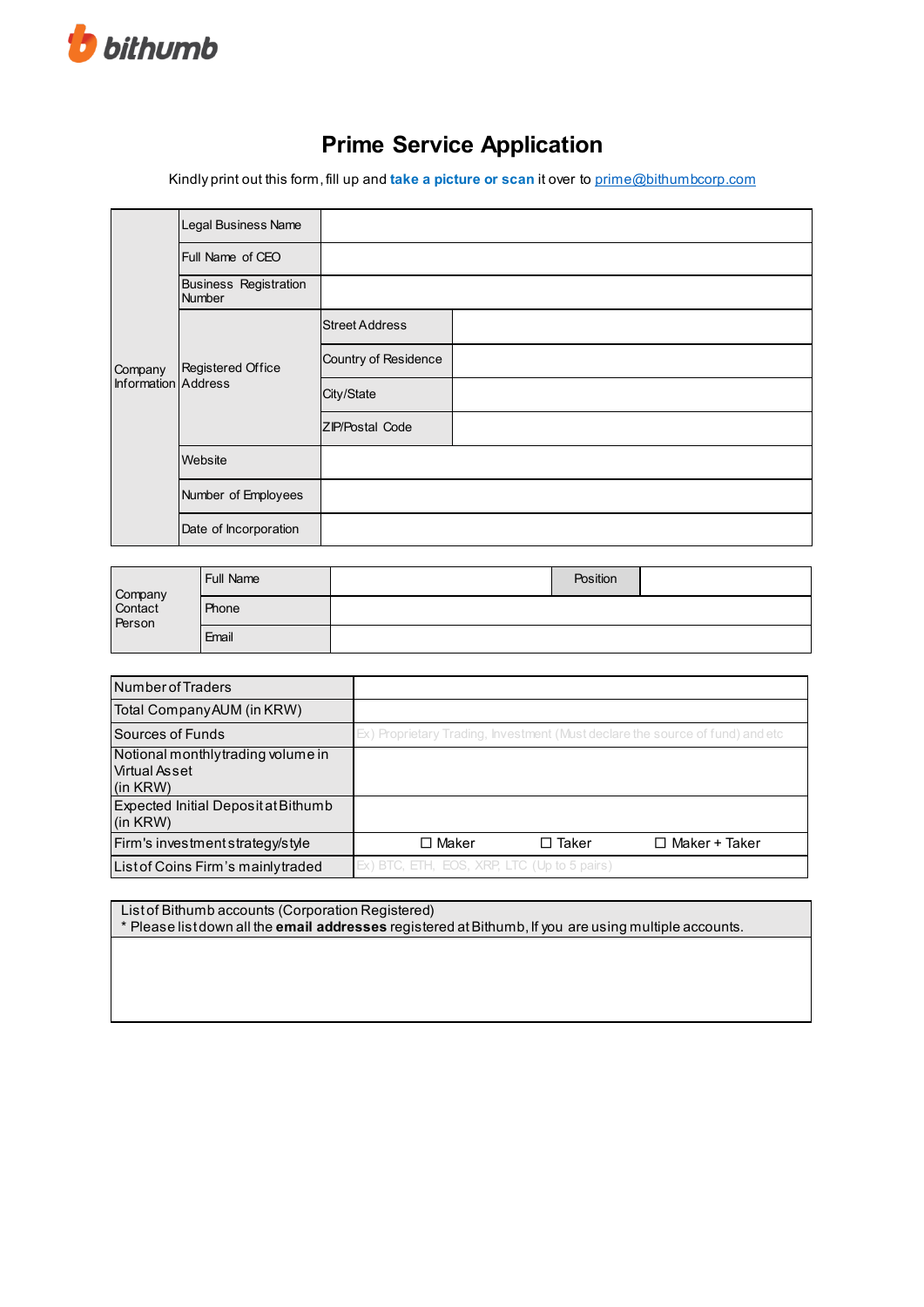bithumb

# Prime Service Application

Kindly print out this form, fill up and **take a picture or scan** it over to prime@bithumbcorp.com

| Company Information | Legal Business Name | | |
|---|---|---|---|
| | Full Name of CEO | | |
| | Business Registration Number | | |
| | Registered Office Address | Street Address | |
| | | Country of Residence | |
| | | City/State | |
| | | ZIP/Postal Code | |
| | Website | | |
| | Number of Employees | | |
| | Date of Incorporation | | |

| Company Contact Person | Full Name | | Position | |
|---|---|---|---|---|
| | Phone | | | |
| | Email | | | |

| Number of Traders | | | |
|---|---|---|---|
| Total Company AUM (in KRW) | | | |
| Sources of Funds | Ex) Proprietary Trading, Investment (Must declare the source of fund) and etc | | |
| Notional monthly trading volume in Virtual Asset (in KRW) | | | |
| Expected Initial Deposit at Bithumb (in KRW) | | | |
| Firm's investment strategy/style | ☐ Maker | ☐ Taker | ☐ Maker + Taker |
| List of Coins Firm's mainly traded | Ex) BTC, ETH, EOS, XRP, LTC (Up to 5 pairs) | | |

| List of Bithumb accounts (Corporation Registered)<br>* Please list down all the **email addresses** registered at Bithumb, If you are using multiple accounts. |
|---|
| |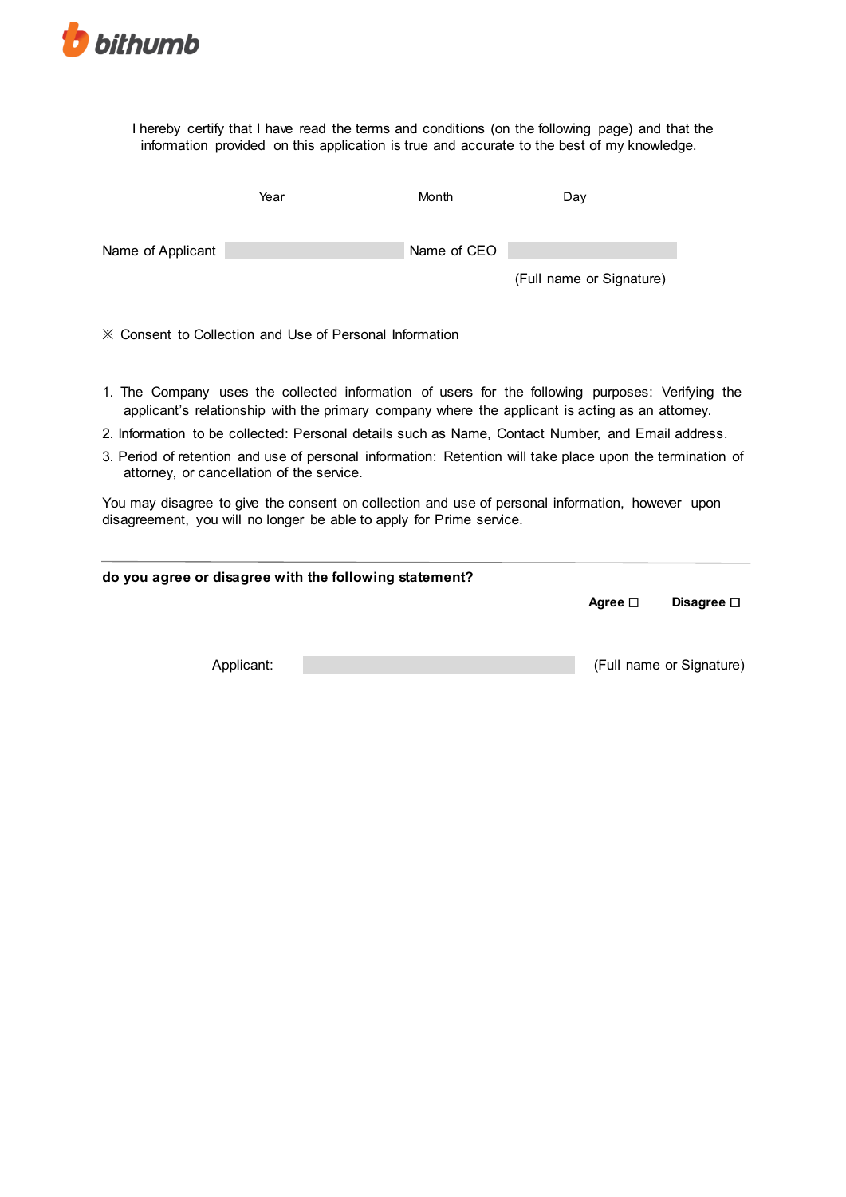I hereby certify that I have read the terms and conditions (on the following page) and that the information provided on this application is true and accurate to the best of my knowledge.

Year　　　　Month　　　　Day

Name of Applicant ____________ Name of CEO ____________

(Full name or Signature)

※ Consent to Collection and Use of Personal Information

1. The Company uses the collected information of users for the following purposes: Verifying the applicant's relationship with the primary company where the applicant is acting as an attorney.
2. Information to be collected: Personal details such as Name, Contact Number, and Email address.
3. Period of retention and use of personal information: Retention will take place upon the termination of attorney, or cancellation of the service.

You may disagree to give the consent on collection and use of personal information, however upon disagreement, you will no longer be able to apply for Prime service.

---

**do you agree or disagree with the following statement?**

**Agree ☐**　　**Disagree ☐**

Applicant: ____________ (Full name or Signature)